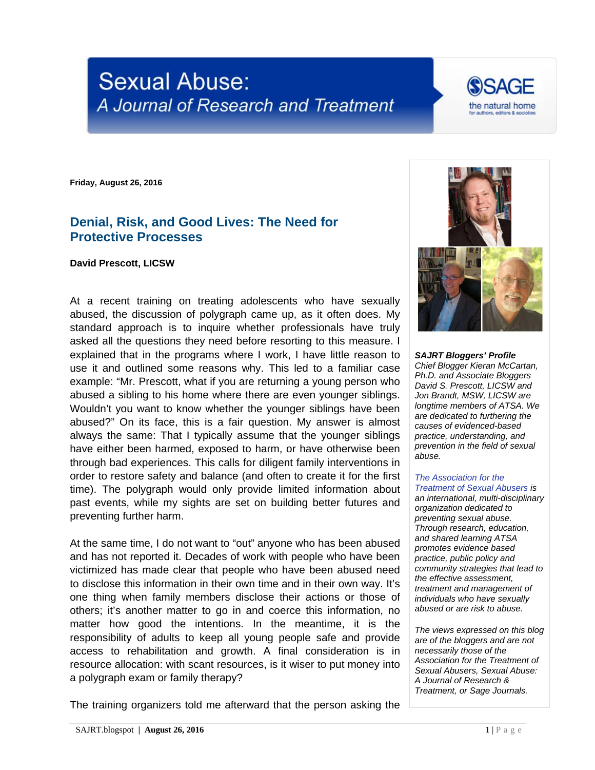# Sexual Abuse: A Journal of Research and Treatment

Friday, August 26, 2016

## Denial, Risk, and Good Lives: The Need for Protective Processes

**David Prescott, LICSW**

At a recent training on treating adolescents who have sexually abused, the discussion of polygraph came up, as it often does. My standard approach is to inquire whether professionals have truly asked all the questions they need before resorting to this measure. I explained that in the programs where I work, I have little reason to use it and outlined some reasons why. This led to a familiar case example: "Mr. Prescott, what if you are returning a young person who abused a sibling to his home where there are even younger siblings. Wouldn't you want to know whether the younger siblings have been abused?" On its face, this is a fair question. My answer is almost always the same: That I typically assume that the younger siblings have either been harmed, exposed to harm, or have otherwise been through bad experiences. This calls for diligent family interventions in order to restore safety and balance (and often to create it for the first time). The polygraph would only provide limited information about past events, while my sights are set on building better futures and preventing further harm.

At the same time, I do not want to "out" anyone who has been abused and has not reported it. Decades of work with people who have been victimized has made clear that people who have been abused need to disclose this information in their own time and in their own way. It's one thing when family members disclose their actions or those of others; it's another matter to go in and coerce this information, no matter how good the intentions. In the meantime, it is the responsibility of adults to keep all young people safe and provide access to rehabilitation and growth. A final consideration is in resource allocation: with scant resources, is it wiser to put money into a polygraph exam or family therapy?

The training organizers told me afterward that the person asking the

***SAJRT Bloggers' Profile***
*Chief Blogger Kieran McCartan, Ph.D. and Associate Bloggers David S. Prescott, LICSW and Jon Brandt, MSW, LICSW are longtime members of ATSA. We are dedicated to furthering the causes of evidenced-based practice, understanding, and prevention in the field of sexual abuse.*

*The Association for the Treatment of Sexual Abusers is an international, multi-disciplinary organization dedicated to preventing sexual abuse. Through research, education, and shared learning ATSA promotes evidence based practice, public policy and community strategies that lead to the effective assessment, treatment and management of individuals who have sexually abused or are risk to abuse.*

*The views expressed on this blog are of the bloggers and are not necessarily those of the Association for the Treatment of Sexual Abusers, Sexual Abuse: A Journal of Research & Treatment, or Sage Journals.*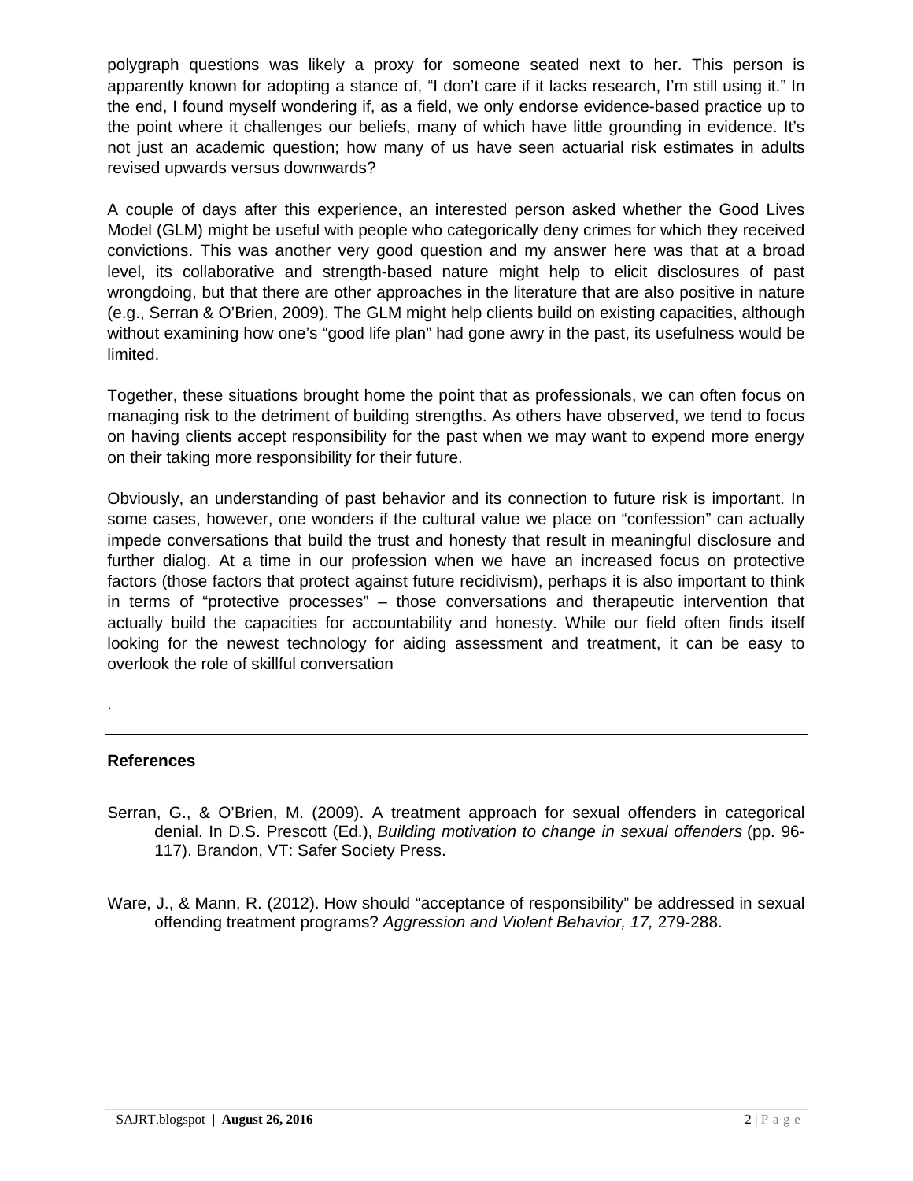polygraph questions was likely a proxy for someone seated next to her. This person is apparently known for adopting a stance of, "I don't care if it lacks research, I'm still using it." In the end, I found myself wondering if, as a field, we only endorse evidence-based practice up to the point where it challenges our beliefs, many of which have little grounding in evidence. It's not just an academic question; how many of us have seen actuarial risk estimates in adults revised upwards versus downwards?

A couple of days after this experience, an interested person asked whether the Good Lives Model (GLM) might be useful with people who categorically deny crimes for which they received convictions. This was another very good question and my answer here was that at a broad level, its collaborative and strength-based nature might help to elicit disclosures of past wrongdoing, but that there are other approaches in the literature that are also positive in nature (e.g., Serran & O'Brien, 2009). The GLM might help clients build on existing capacities, although without examining how one's "good life plan" had gone awry in the past, its usefulness would be limited.

Together, these situations brought home the point that as professionals, we can often focus on managing risk to the detriment of building strengths. As others have observed, we tend to focus on having clients accept responsibility for the past when we may want to expend more energy on their taking more responsibility for their future.

Obviously, an understanding of past behavior and its connection to future risk is important. In some cases, however, one wonders if the cultural value we place on "confession" can actually impede conversations that build the trust and honesty that result in meaningful disclosure and further dialog. At a time in our profession when we have an increased focus on protective factors (those factors that protect against future recidivism), perhaps it is also important to think in terms of "protective processes" – those conversations and therapeutic intervention that actually build the capacities for accountability and honesty. While our field often finds itself looking for the newest technology for aiding assessment and treatment, it can be easy to overlook the role of skillful conversation

.

---

**References**

Serran, G., & O'Brien, M. (2009). A treatment approach for sexual offenders in categorical denial. In D.S. Prescott (Ed.), *Building motivation to change in sexual offenders* (pp. 96-117). Brandon, VT: Safer Society Press.

Ware, J., & Mann, R. (2012). How should "acceptance of responsibility" be addressed in sexual offending treatment programs? *Aggression and Violent Behavior, 17,* 279-288.